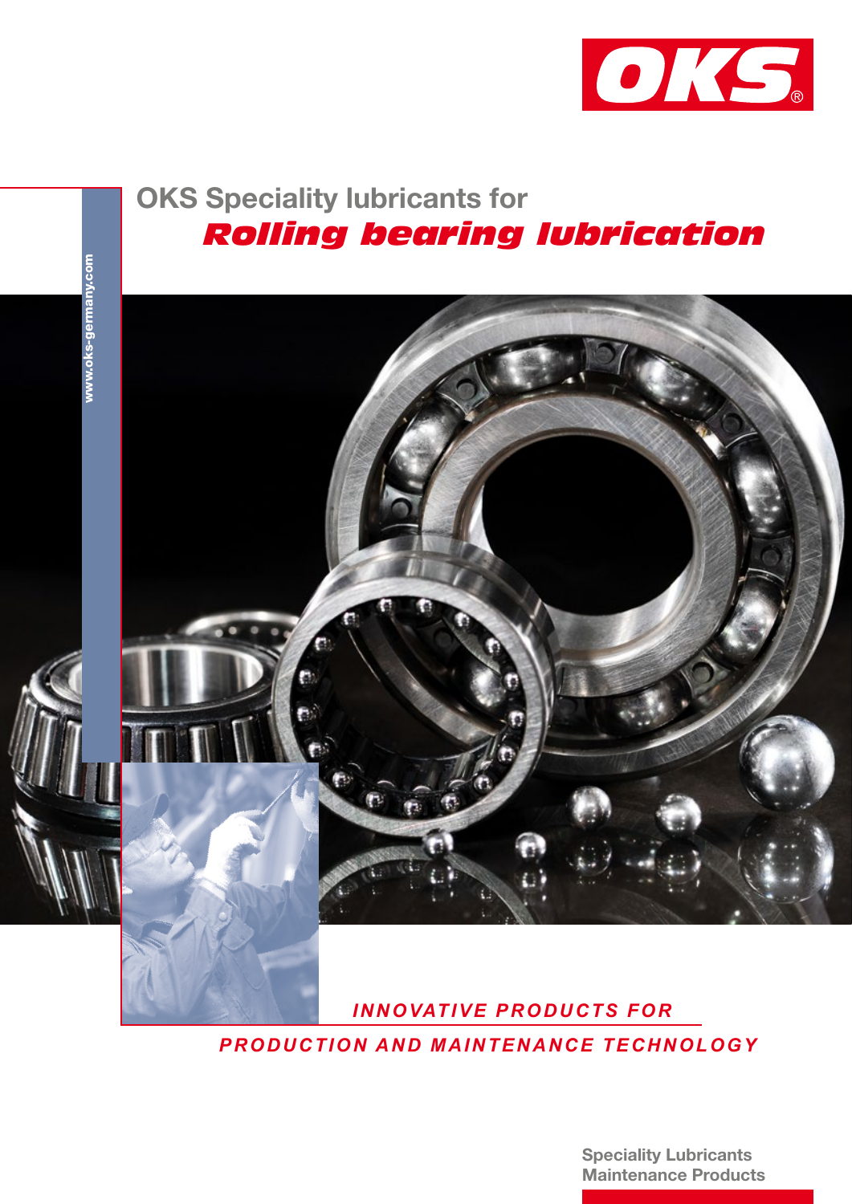OKS®

www.oks-germany.com

# OKS Speciality lubricants for *Rolling bearing lubrication*

*INNOVATIVE PRODUCTS FOR PRODUCTION AND MAINTENANCE TECHNOLOGY*

**Speciality Lubricants**
**Maintenance Products**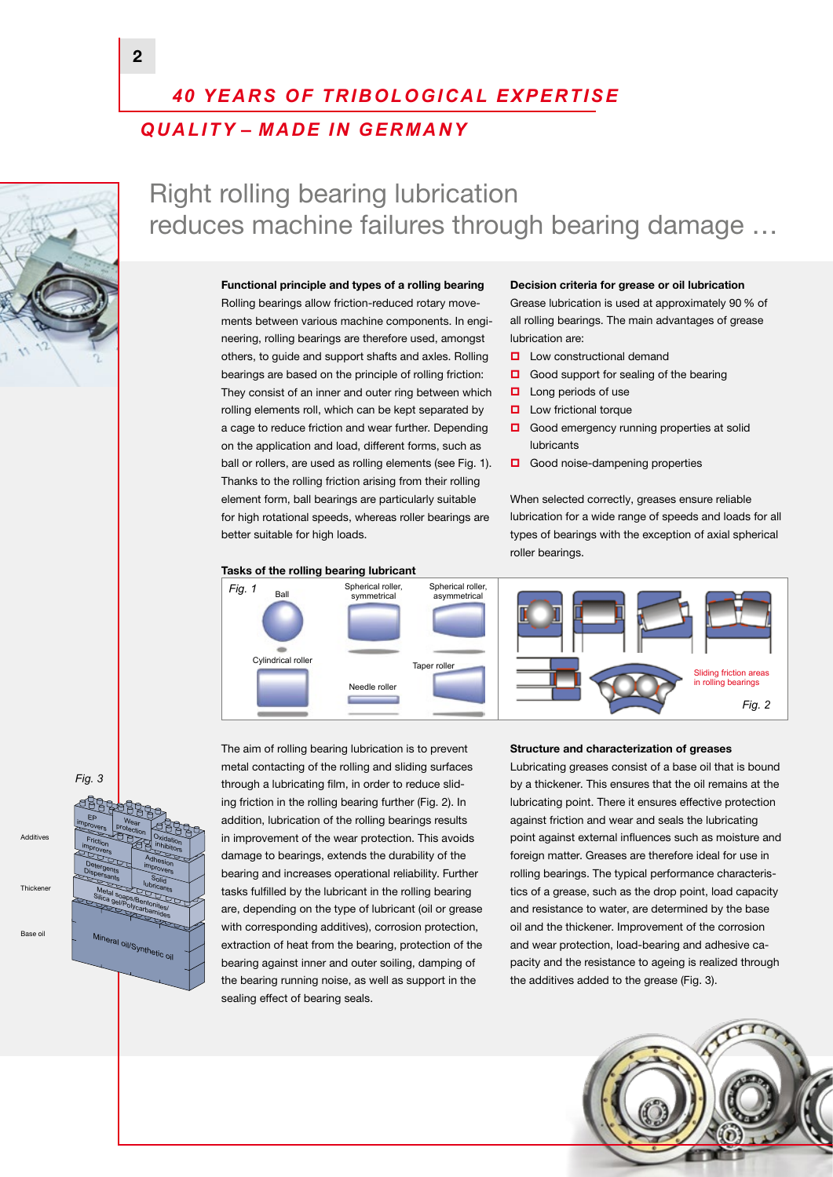## 40 YEARS OF TRIBOLOGICAL EXPERTISE

## QUALITY – MADE IN GERMANY

# Right rolling bearing lubrication reduces machine failures through bearing damage …

### Functional principle and types of a rolling bearing

Rolling bearings allow friction-reduced rotary movements between various machine components. In engineering, rolling bearings are therefore used, amongst others, to guide and support shafts and axles. Rolling bearings are based on the principle of rolling friction: They consist of an inner and outer ring between which rolling elements roll, which can be kept separated by a cage to reduce friction and wear further. Depending on the application and load, different forms, such as ball or rollers, are used as rolling elements (see Fig. 1). Thanks to the rolling friction arising from their rolling element form, ball bearings are particularly suitable for high rotational speeds, whereas roller bearings are better suitable for high loads.

### Decision criteria for grease or oil lubrication

Grease lubrication is used at approximately 90 % of all rolling bearings. The main advantages of grease lubrication are:

- Low constructional demand
- Good support for sealing of the bearing
- Long periods of use
- Low frictional torque
- Good emergency running properties at solid lubricants
- Good noise-dampening properties

When selected correctly, greases ensure reliable lubrication for a wide range of speeds and loads for all types of bearings with the exception of axial spherical roller bearings.

### Tasks of the rolling bearing lubricant

*Fig. 1* – Ball; Spherical roller, symmetrical; Spherical roller, asymmetrical; Cylindrical roller; Needle roller; Taper roller

Sliding friction areas in rolling bearings *Fig. 2*

The aim of rolling bearing lubrication is to prevent metal contacting of the rolling and sliding surfaces through a lubricating film, in order to reduce sliding friction in the rolling bearing further (Fig. 2). In addition, lubrication of the rolling bearings results in improvement of the wear protection. This avoids damage to bearings, extends the durability of the bearing and increases operational reliability. Further tasks fulfilled by the lubricant in the rolling bearing are, depending on the type of lubricant (oil or grease with corresponding additives), corrosion protection, extraction of heat from the bearing, protection of the bearing against inner and outer soiling, damping of the bearing running noise, as well as support in the sealing effect of bearing seals.

### Structure and characterization of greases

Lubricating greases consist of a base oil that is bound by a thickener. This ensures that the oil remains at the lubricating point. There it ensures effective protection against friction and wear and seals the lubricating point against external influences such as moisture and foreign matter. Greases are therefore ideal for use in rolling bearings. The typical performance characteristics of a grease, such as the drop point, load capacity and resistance to water, are determined by the base oil and the thickener. Improvement of the corrosion and wear protection, load-bearing and adhesive capacity and the resistance to ageing is realized through the additives added to the grease (Fig. 3).

*Fig. 3*

- Additives: EP improvers, Wear protection, Oxidation inhibitors, Friction improvers, Adhesion improvers, Detergents Dispersants, Solid lubricants
- Thickener: Metal soaps/Bentonites/Silica gel/Polycarbamides
- Base oil: Mineral oil/Synthetic oil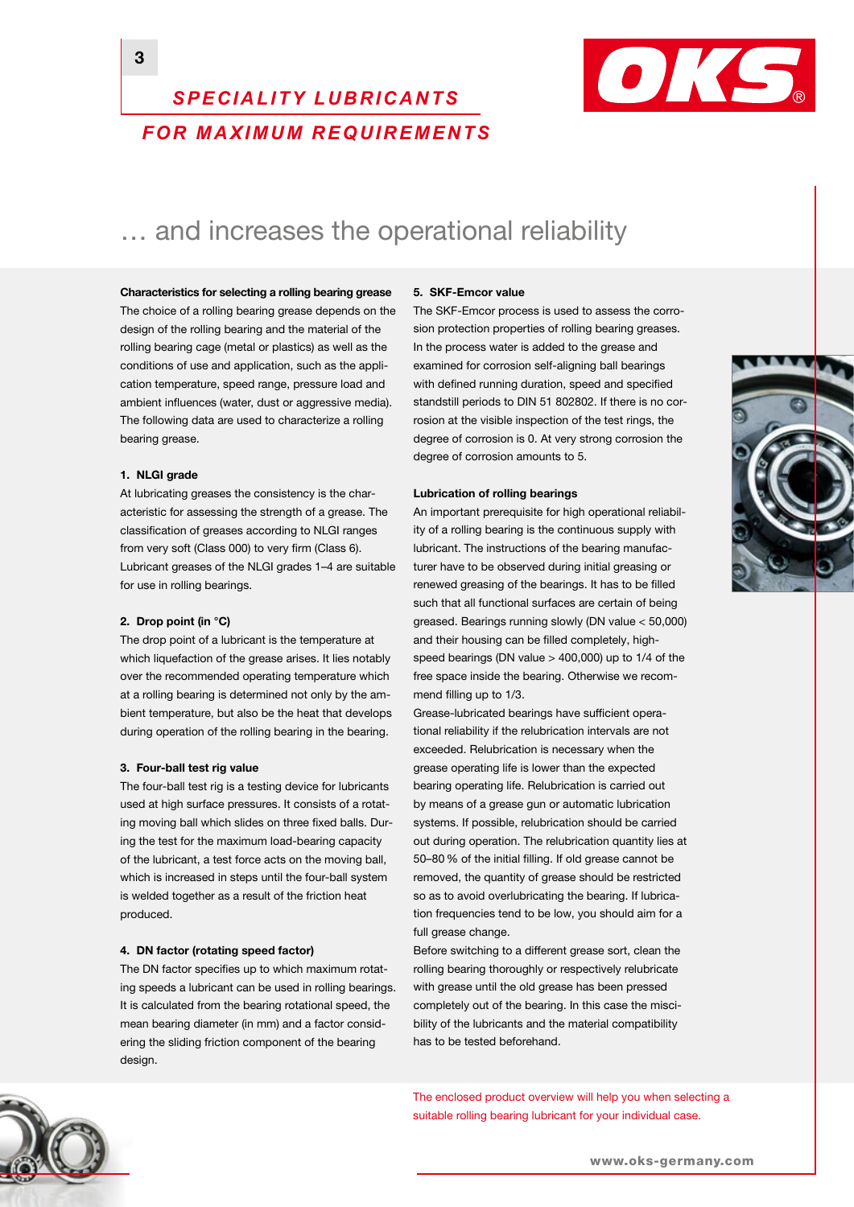# … and increases the operational reliability

**Characteristics for selecting a rolling bearing grease**

The choice of a rolling bearing grease depends on the design of the rolling bearing and the material of the rolling bearing cage (metal or plastics) as well as the conditions of use and application, such as the application temperature, speed range, pressure load and ambient influences (water, dust or aggressive media). The following data are used to characterize a rolling bearing grease.

**1. NLGI grade**

At lubricating greases the consistency is the characteristic for assessing the strength of a grease. The classification of greases according to NLGI ranges from very soft (Class 000) to very firm (Class 6). Lubricant greases of the NLGI grades 1–4 are suitable for use in rolling bearings.

**2. Drop point (in °C)**

The drop point of a lubricant is the temperature at which liquefaction of the grease arises. It lies notably over the recommended operating temperature which at a rolling bearing is determined not only by the ambient temperature, but also be the heat that develops during operation of the rolling bearing in the bearing.

**3. Four-ball test rig value**

The four-ball test rig is a testing device for lubricants used at high surface pressures. It consists of a rotating moving ball which slides on three fixed balls. During the test for the maximum load-bearing capacity of the lubricant, a test force acts on the moving ball, which is increased in steps until the four-ball system is welded together as a result of the friction heat produced.

**4. DN factor (rotating speed factor)**

The DN factor specifies up to which maximum rotating speeds a lubricant can be used in rolling bearings. It is calculated from the bearing rotational speed, the mean bearing diameter (in mm) and a factor considering the sliding friction component of the bearing design.

**5. SKF-Emcor value**

The SKF-Emcor process is used to assess the corrosion protection properties of rolling bearing greases. In the process water is added to the grease and examined for corrosion self-aligning ball bearings with defined running duration, speed and specified standstill periods to DIN 51 802802. If there is no corrosion at the visible inspection of the test rings, the degree of corrosion is 0. At very strong corrosion the degree of corrosion amounts to 5.

**Lubrication of rolling bearings**

An important prerequisite for high operational reliability of a rolling bearing is the continuous supply with lubricant. The instructions of the bearing manufacturer have to be observed during initial greasing or renewed greasing of the bearings. It has to be filled such that all functional surfaces are certain of being greased. Bearings running slowly (DN value < 50,000) and their housing can be filled completely, high-speed bearings (DN value > 400,000) up to 1/4 of the free space inside the bearing. Otherwise we recommend filling up to 1/3.

Grease-lubricated bearings have sufficient operational reliability if the relubrication intervals are not exceeded. Relubrication is necessary when the grease operating life is lower than the expected bearing operating life. Relubrication is carried out by means of a grease gun or automatic lubrication systems. If possible, relubrication should be carried out during operation. The relubrication quantity lies at 50–80 % of the initial filling. If old grease cannot be removed, the quantity of grease should be restricted so as to avoid overlubricating the bearing. If lubrication frequencies tend to be low, you should aim for a full grease change.

Before switching to a different grease sort, clean the rolling bearing thoroughly or respectively relubricate with grease until the old grease has been pressed completely out of the bearing. In this case the miscibility of the lubricants and the material compatibility has to be tested beforehand.

The enclosed product overview will help you when selecting a suitable rolling bearing lubricant for your individual case.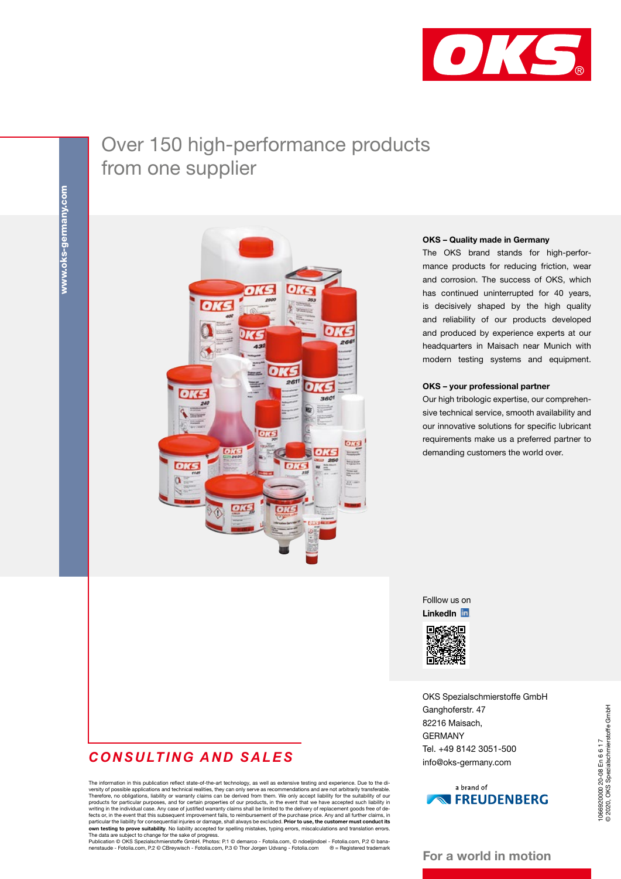OKS

# Over 150 high-performance products from one supplier

www.oks-germany.com

**OKS – Quality made in Germany**

The OKS brand stands for high-performance products for reducing friction, wear and corrosion. The success of OKS, which has continued uninterrupted for 40 years, is decisively shaped by the high quality and reliability of our products developed and produced by experience experts at our headquarters in Maisach near Munich with modern testing systems and equipment.

**OKS – your professional partner**

Our high tribologic expertise, our comprehensive technical service, smooth availability and our innovative solutions for specific lubricant requirements make us a preferred partner to demanding customers the world over.

Folllow us on
**LinkedIn**

OKS Spezialschmierstoffe GmbH
Ganghoferstr. 47
82216 Maisach,
GERMANY
Tel. +49 8142 3051-500
info@oks-germany.com

a brand of FREUDENBERG

***CONSULTING AND SALES***

The information in this publication reflect state-of-the-art technology, as well as extensive testing and experience. Due to the diversity of possible applications and technical realities, they can only serve as recommendations and are not arbitrarily transferable. Therefore, no obligations, liability or warranty claims can be derived from them. We only accept liability for the suitability of our products for particular purposes, and for certain properties of our products, in the event that we have accepted such liability in writing in the individual case. Any case of justified warranty claims shall be limited to the delivery of replacement goods free of defects or, in the event that this subsequent improvement fails, to reimbursement of the purchase price. Any and all further claims, in particular the liability for consequential injuries or damage, shall always be excluded. **Prior to use, the customer must conduct its own testing to prove suitability.** No liability accepted for spelling mistakes, typing errors, miscalculations and translation errors. The data are subject to change for the sake of progress.
Publication © OKS Spezialschmierstoffe GmbH. Photos: P.1 © demarco - Fotolia.com, © ndoeljindoel - Fotolia.com, P.2 © bananenstaude - Fotolia.com, P.2 © CBreywisch - Fotolia.com, P.3 © Thor Jorgen Udvang - Fotolia.com ® = Registered trademark

1066920000 20-08 En 6 6 1 7
© 2020, OKS Spezialschmierstoffe GmbH

**For a world in motion**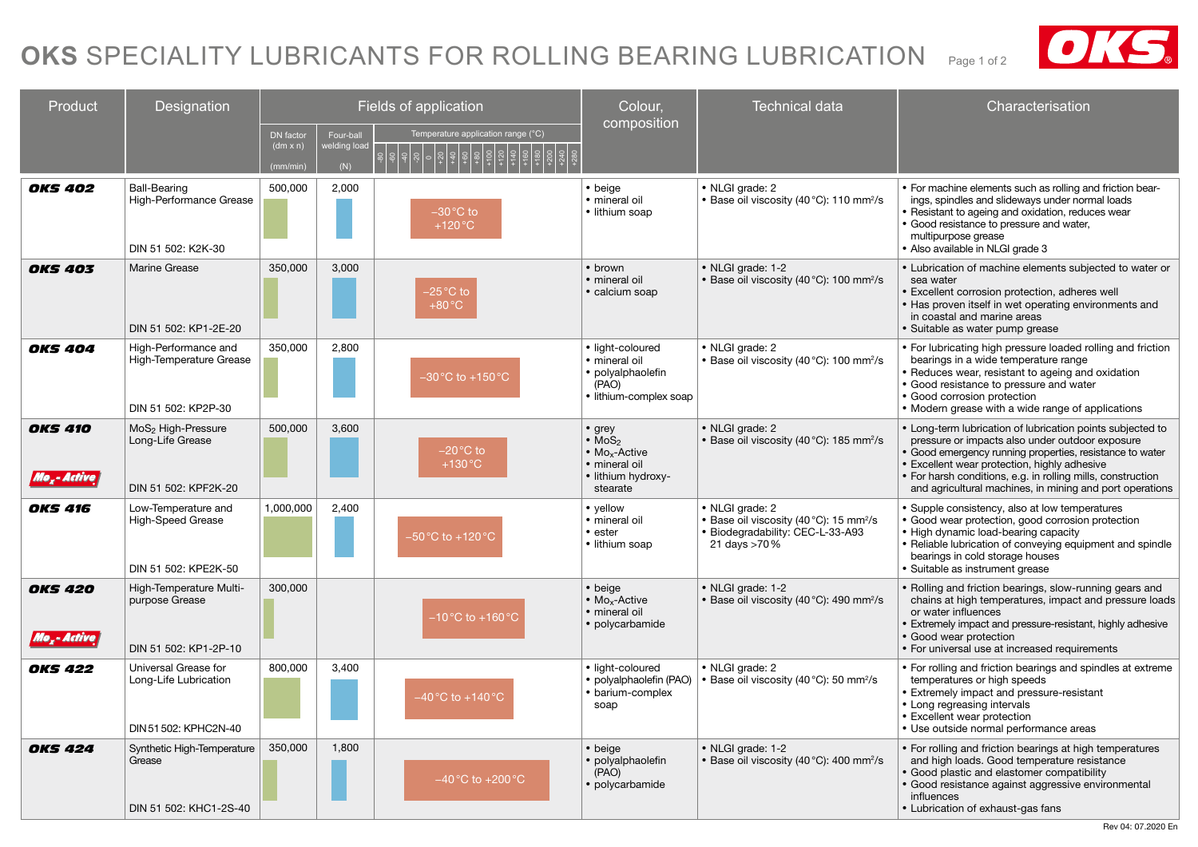# OKS SPECIALITY LUBRICANTS FOR ROLLING BEARING LUBRICATION

| Product | Designation | Fields of application | | | Colour, composition | Technical data | Characterisation |
|---|---|---|---|---|---|---|---|
| | | DN factor (dm x n) (mm/min) | Four-ball welding load (N) | Temperature application range (°C) | | | |
| **OKS 402** | Ball-Bearing High-Performance Grease<br>DIN 51 502: K2K-30 | 500,000 | 2,000 | −30 °C to +120 °C | • beige<br>• mineral oil<br>• lithium soap | • NLGI grade: 2<br>• Base oil viscosity (40 °C): 110 mm²/s | • For machine elements such as rolling and friction bearings, spindles and slideways under normal loads<br>• Resistant to ageing and oxidation, reduces wear<br>• Good resistance to pressure and water, multipurpose grease<br>• Also available in NLGI grade 3 |
| **OKS 403** | Marine Grease<br>DIN 51 502: KP1-2E-20 | 350,000 | 3,000 | −25 °C to +80 °C | • brown<br>• mineral oil<br>• calcium soap | • NLGI grade: 1-2<br>• Base oil viscosity (40 °C): 100 mm²/s | • Lubrication of machine elements subjected to water or sea water<br>• Excellent corrosion protection, adheres well<br>• Has proven itself in wet operating environments and in coastal and marine areas<br>• Suitable as water pump grease |
| **OKS 404** | High-Performance and High-Temperature Grease<br>DIN 51 502: KP2P-30 | 350,000 | 2,800 | −30 °C to +150 °C | • light-coloured<br>• mineral oil<br>• polyalphaolefin (PAO)<br>• lithium-complex soap | • NLGI grade: 2<br>• Base oil viscosity (40 °C): 100 mm²/s | • For lubricating high pressure loaded rolling and friction bearings in a wide temperature range<br>• Reduces wear, resistant to ageing and oxidation<br>• Good resistance to pressure and water<br>• Good corrosion protection<br>• Modern grease with a wide range of applications |
| **OKS 410**<br>$Mo_x$-Active | $MoS_2$ High-Pressure Long-Life Grease<br>DIN 51 502: KPF2K-20 | 500,000 | 3,600 | −20 °C to +130 °C | • grey<br>• $MoS_2$<br>• $Mo_x$-Active<br>• mineral oil<br>• lithium hydroxy-stearate | • NLGI grade: 2<br>• Base oil viscosity (40 °C): 185 mm²/s | • Long-term lubrication of lubrication points subjected to pressure or impacts also under outdoor exposure<br>• Good emergency running properties, resistance to water<br>• Excellent wear protection, highly adhesive<br>• For harsh conditions, e.g. in rolling mills, construction and agricultural machines, in mining and port operations |
| **OKS 416** | Low-Temperature and High-Speed Grease<br>DIN 51 502: KPE2K-50 | 1,000,000 | 2,400 | −50 °C to +120 °C | • yellow<br>• mineral oil<br>• ester<br>• lithium soap | • NLGI grade: 2<br>• Base oil viscosity (40 °C): 15 mm²/s<br>• Biodegradability: CEC-L-33-A93 21 days >70 % | • Supple consistency, also at low temperatures<br>• Good wear protection, good corrosion protection<br>• High dynamic load-bearing capacity<br>• Reliable lubrication of conveying equipment and spindle bearings in cold storage houses<br>• Suitable as instrument grease |
| **OKS 420**<br>$Mo_x$-Active | High-Temperature Multi-purpose Grease<br>DIN 51 502: KP1-2P-10 | 300,000 | | −10 °C to +160 °C | • beige<br>• $Mo_x$-Active<br>• mineral oil<br>• polycarbamide | • NLGI grade: 1-2<br>• Base oil viscosity (40 °C): 490 mm²/s | • Rolling and friction bearings, slow-running gears and chains at high temperatures, impact and pressure loads or water influences<br>• Extremely impact and pressure-resistant, highly adhesive<br>• Good wear protection<br>• For universal use at increased requirements |
| **OKS 422** | Universal Grease for Long-Life Lubrication<br>DIN 51 502: KPHC2N-40 | 800,000 | 3,400 | −40 °C to +140 °C | • light-coloured<br>• polyalphaolefin (PAO)<br>• barium-complex soap | • NLGI grade: 2<br>• Base oil viscosity (40 °C): 50 mm²/s | • For rolling and friction bearings and spindles at extreme temperatures or high speeds<br>• Extremely impact and pressure-resistant<br>• Long regreasing intervals<br>• Excellent wear protection<br>• Use outside normal performance areas |
| **OKS 424** | Synthetic High-Temperature Grease<br>DIN 51 502: KHC1-2S-40 | 350,000 | 1,800 | −40 °C to +200 °C | • beige<br>• polyalphaolefin (PAO)<br>• polycarbamide | • NLGI grade: 1-2<br>• Base oil viscosity (40 °C): 400 mm²/s | • For rolling and friction bearings at high temperatures and high loads. Good temperature resistance<br>• Good plastic and elastomer compatibility<br>• Good resistance against aggressive environmental influences<br>• Lubrication of exhaust-gas fans |

Rev 04: 07.2020 En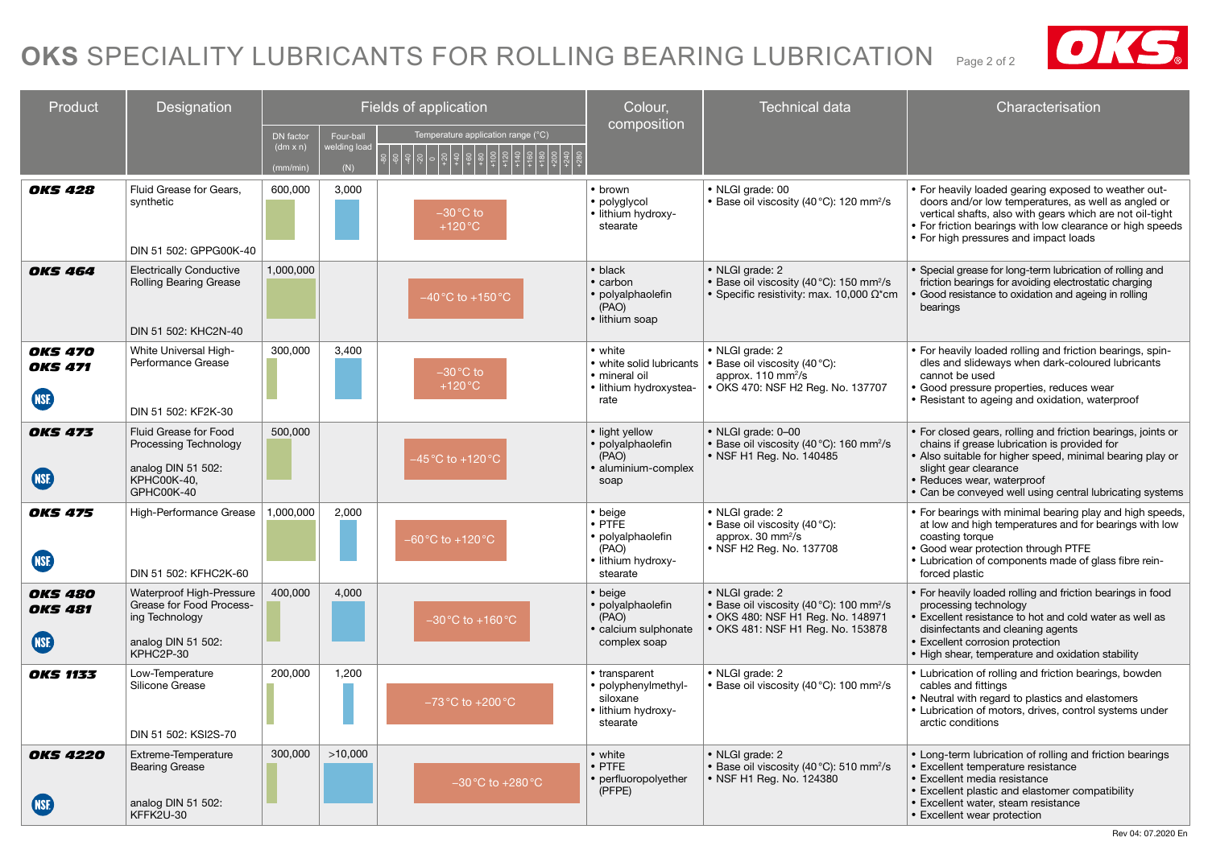# OKS SPECIALITY LUBRICANTS FOR ROLLING BEARING LUBRICATION

| Product | Designation | Fields of application | | | Colour, composition | Technical data | Characterisation |
|---|---|---|---|---|---|---|---|
| | | DN factor (dm x n) (mm/min) | Four-ball welding load (N) | Temperature application range (°C) | | | |
| OKS 428 | Fluid Grease for Gears, synthetic<br>DIN 51 502: GPPG00K-40 | 600,000 | 3,000 | −30 °C to +120 °C | • brown<br>• polyglycol<br>• lithium hydroxy­stearate | • NLGI grade: 00<br>• Base oil viscosity (40 °C): 120 mm²/s | • For heavily loaded gearing exposed to weather outdoors and/or low temperatures, as well as angled or vertical shafts, also with gears which are not oil-tight<br>• For friction bearings with low clearance or high speeds<br>• For high pressures and impact loads |
| OKS 464 | Electrically Conductive Rolling Bearing Grease<br>DIN 51 502: KHC2N-40 | 1,000,000 | | −40 °C to +150 °C | • black<br>• carbon<br>• polyalphaolefin (PAO)<br>• lithium soap | • NLGI grade: 2<br>• Base oil viscosity (40 °C): 150 mm²/s<br>• Specific resistivity: max. 10,000 Ω*cm | • Special grease for long-term lubrication of rolling and friction bearings for avoiding electrostatic charging<br>• Good resistance to oxidation and ageing in rolling bearings |
| OKS 470<br>OKS 471<br>NSF | White Universal High-Performance Grease<br>DIN 51 502: KF2K-30 | 300,000 | 3,400 | −30 °C to +120 °C | • white<br>• white solid lubricants<br>• mineral oil<br>• lithium hydroxystea­rate | • NLGI grade: 2<br>• Base oil viscosity (40 °C): approx. 110 mm²/s<br>• OKS 470: NSF H2 Reg. No. 137707 | • For heavily loaded rolling and friction bearings, spindles and slideways when dark-coloured lubricants cannot be used<br>• Good pressure properties, reduces wear<br>• Resistant to ageing and oxidation, waterproof |
| OKS 473<br>NSF | Fluid Grease for Food Processing Technology<br>analog DIN 51 502: KPHC00K-40, GPHC00K-40 | 500,000 | | −45 °C to +120 °C | • light yellow<br>• polyalphaolefin (PAO)<br>• aluminium-complex soap | • NLGI grade: 0–00<br>• Base oil viscosity (40 °C): 160 mm²/s<br>• NSF H1 Reg. No. 140485 | • For closed gears, rolling and friction bearings, joints or chains if grease lubrication is provided for<br>• Also suitable for higher speed, minimal bearing play or slight gear clearance<br>• Reduces wear, waterproof<br>• Can be conveyed well using central lubricating systems |
| OKS 475<br>NSF | High-Performance Grease<br>DIN 51 502: KFHC2K-60 | 1,000,000 | 2,000 | −60 °C to +120 °C | • beige<br>• PTFE<br>• polyalphaolefin (PAO)<br>• lithium hydroxy­stearate | • NLGI grade: 2<br>• Base oil viscosity (40 °C): approx. 30 mm²/s<br>• NSF H2 Reg. No. 137708 | • For bearings with minimal bearing play and high speeds, at low and high temperatures and for bearings with low coasting torque<br>• Good wear protection through PTFE<br>• Lubrication of components made of glass fibre reinforced plastic |
| OKS 480<br>OKS 481<br>NSF | Waterproof High-Pressure Grease for Food Processing Technology<br>analog DIN 51 502: KPHC2P-30 | 400,000 | 4,000 | −30 °C to +160 °C | • beige<br>• polyalphaolefin (PAO)<br>• calcium sulphonate complex soap | • NLGI grade: 2<br>• Base oil viscosity (40 °C): 100 mm²/s<br>• OKS 480: NSF H1 Reg. No. 148971<br>• OKS 481: NSF H1 Reg. No. 153878 | • For heavily loaded rolling and friction bearings in food processing technology<br>• Excellent resistance to hot and cold water as well as disinfectants and cleaning agents<br>• Excellent corrosion protection<br>• High shear, temperature and oxidation stability |
| OKS 1133 | Low-Temperature Silicone Grease<br>DIN 51 502: KSI2S-70 | 200,000 | 1,200 | −73 °C to +200 °C | • transparent<br>• polyphenylmethyl­siloxane<br>• lithium hydroxy­stearate | • NLGI grade: 2<br>• Base oil viscosity (40 °C): 100 mm²/s | • Lubrication of rolling and friction bearings, bowden cables and fittings<br>• Neutral with regard to plastics and elastomers<br>• Lubrication of motors, drives, control systems under arctic conditions |
| OKS 4220<br>NSF | Extreme-Temperature Bearing Grease<br>analog DIN 51 502: KFFK2U-30 | 300,000 | >10,000 | −30 °C to +280 °C | • white<br>• PTFE<br>• perfluoropolyether (PFPE) | • NLGI grade: 2<br>• Base oil viscosity (40 °C): 510 mm²/s<br>• NSF H1 Reg. No. 124380 | • Long-term lubrication of rolling and friction bearings<br>• Excellent temperature resistance<br>• Excellent media resistance<br>• Excellent plastic and elastomer compatibility<br>• Excellent water, steam resistance<br>• Excellent wear protection |

Rev 04: 07.2020 En